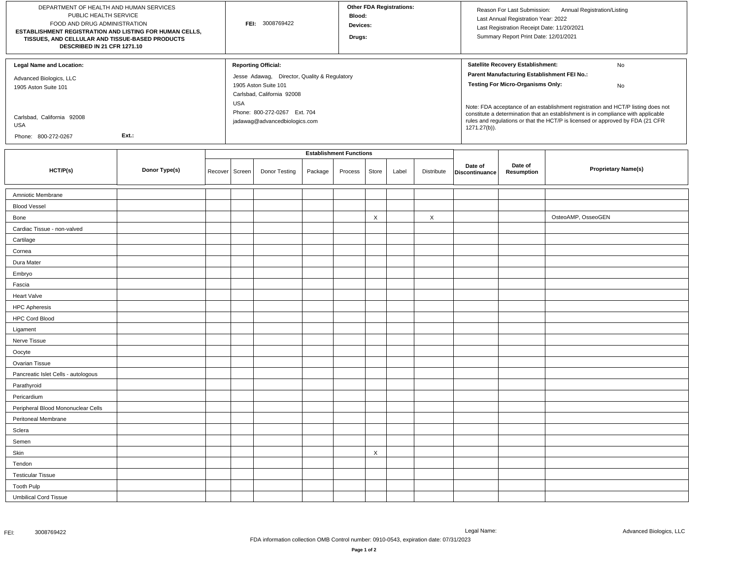DEPARTMENT OF HEALTH AND HUMAN SERVICES
PUBLIC HEALTH SERVICE
FOOD AND DRUG ADMINISTRATION

**ESTABLISHMENT REGISTRATION AND LISTING FOR HUMAN CELLS, TISSUES, AND CELLULAR AND TISSUE-BASED PRODUCTS DESCRIBED IN 21 CFR 1271.10**

**FEI:** 3008769422

**Other FDA Registrations:**
**Blood:**
**Devices:**
**Drugs:**

Reason For Last Submission: Annual Registration/Listing
Last Annual Registration Year: 2022
Last Registration Receipt Date: 11/20/2021
Summary Report Print Date: 12/01/2021

**Legal Name and Location:**

Advanced Biologics, LLC
1905 Aston Suite 101

Carlsbad, California 92008
USA
Phone: 800-272-0267 **Ext.:**

**Reporting Official:**

Jesse Adawag, Director, Quality & Regulatory
1905 Aston Suite 101
Carlsbad, California 92008
USA
Phone: 800-272-0267 Ext. 704
jadawag@advancedbiologics.com

**Satellite Recovery Establishment:** No
**Parent Manufacturing Establishment FEI No.:**
**Testing For Micro-Organisms Only:** No

Note: FDA acceptance of an establishment registration and HCT/P listing does not constitute a determination that an establishment is in compliance with applicable rules and regulations or that the HCT/P is licensed or approved by FDA (21 CFR 1271.27(b)).

| HCT/P(s) | Donor Type(s) | Establishment Functions | | | | | | | | Date of Discontinuance | Date of Resumption | Proprietary Name(s) |
|---|---|---|---|---|---|---|---|---|---|---|---|---|
| | | Recover | Screen | Donor Testing | Package | Process | Store | Label | Distribute | | | |
| Amniotic Membrane | | | | | | | | | | | | |
| Blood Vessel | | | | | | | | | | | | |
| Bone | | | | | | | X | | X | | | OsteoAMP, OsseoGEN |
| Cardiac Tissue - non-valved | | | | | | | | | | | | |
| Cartilage | | | | | | | | | | | | |
| Cornea | | | | | | | | | | | | |
| Dura Mater | | | | | | | | | | | | |
| Embryo | | | | | | | | | | | | |
| Fascia | | | | | | | | | | | | |
| Heart Valve | | | | | | | | | | | | |
| HPC Apheresis | | | | | | | | | | | | |
| HPC Cord Blood | | | | | | | | | | | | |
| Ligament | | | | | | | | | | | | |
| Nerve Tissue | | | | | | | | | | | | |
| Oocyte | | | | | | | | | | | | |
| Ovarian Tissue | | | | | | | | | | | | |
| Pancreatic Islet Cells - autologous | | | | | | | | | | | | |
| Parathyroid | | | | | | | | | | | | |
| Pericardium | | | | | | | | | | | | |
| Peripheral Blood Mononuclear Cells | | | | | | | | | | | | |
| Peritoneal Membrane | | | | | | | | | | | | |
| Sclera | | | | | | | | | | | | |
| Semen | | | | | | | | | | | | |
| Skin | | | | | | | X | | | | | |
| Tendon | | | | | | | | | | | | |
| Testicular Tissue | | | | | | | | | | | | |
| Tooth Pulp | | | | | | | | | | | | |
| Umbilical Cord Tissue | | | | | | | | | | | | |

FDA information collection OMB Control number: 0910-0543, expiration date: 07/31/2023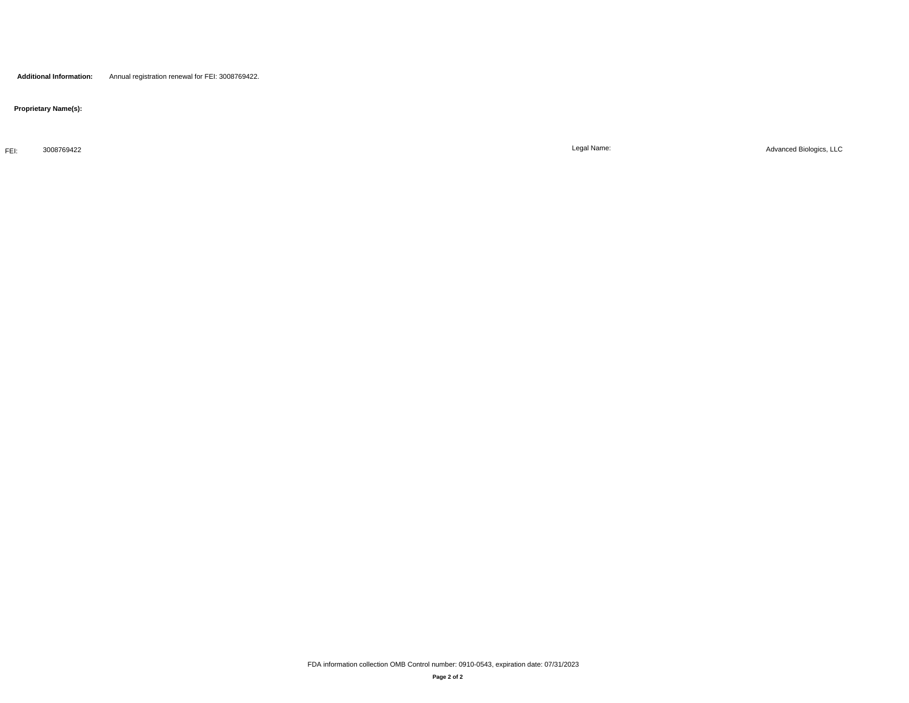**Additional Information:** Annual registration renewal for FEI: 3008769422.

**Proprietary Name(s):**

FEI: 3008769422

Legal Name: Advanced Biologics, LLC

FDA information collection OMB Control number: 0910-0543, expiration date: 07/31/2023